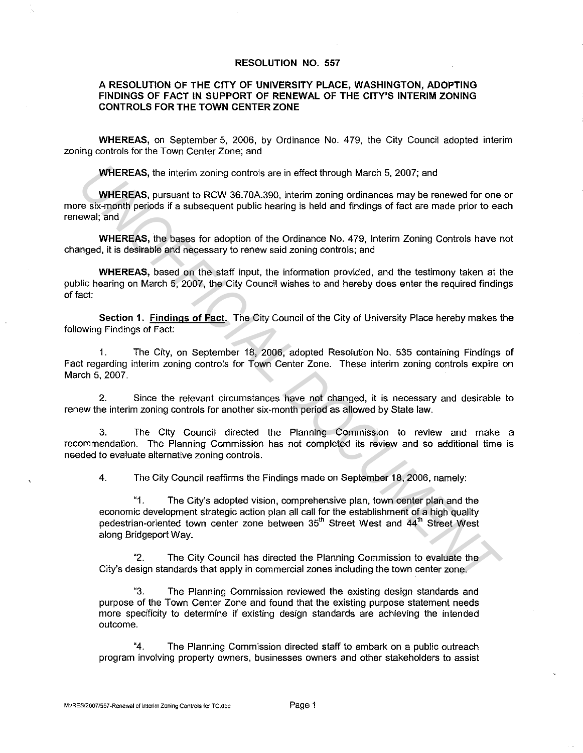**RESOLUTION NO. 557**

**A RESOLUTION OF THE CITY OF UNIVERSITY PLACE, WASHINGTON, ADOPTING FINDINGS OF FACT IN SUPPORT OF RENEWAL OF THE CITY'S INTERIM ZONING CONTROLS FOR THE TOWN CENTER ZONE**

**WHEREAS,** on September 5, 2006, by Ordinance No. 479, the City Council adopted interim zoning controls for the Town Center Zone; and

**WHEREAS,** the interim zoning controls are in effect through March 5, 2007; and

**WHEREAS,** pursuant to RCW 36.70A.390, interim zoning ordinances may be renewed for one or more six-month periods if a subsequent public hearing is held and findings of fact are made prior to each renewal; and

**WHEREAS,** the bases for adoption of the Ordinance No. 479, Interim Zoning Controls have not changed, it is desirable and necessary to renew said zoning controls; and

**WHEREAS,** based on the staff input, the information provided, and the testimony taken at the public hearing on March 5, 2007, the City Council wishes to and hereby does enter the required findings of fact:

**Section 1. Findings of Fact.** The City Council of the City of University Place hereby makes the following Findings of Fact:

1. The City, on September 18, 2006, adopted Resolution No. 535 containing Findings of Fact regarding interim zoning controls for Town Center Zone. These interim zoning controls expire on March 5, 2007.

2. Since the relevant circumstances have not changed, it is necessary and desirable to renew the interim zoning controls for another six-month period as allowed by State law.

3. The City Council directed the Planning Commission to review and make a recommendation. The Planning Commission has not completed its review and so additional time is needed to evaluate alternative zoning controls.

4. The City Council reaffirms the Findings made on September 18, 2006, namely:

> "1. The City's adopted vision, comprehensive plan, town center plan and the economic development strategic action plan all call for the establishment of a high quality pedestrian-oriented town center zone between 35th Street West and 44th Street West along Bridgeport Way.
>
> "2. The City Council has directed the Planning Commission to evaluate the City's design standards that apply in commercial zones including the town center zone.
>
> "3. The Planning Commission reviewed the existing design standards and purpose of the Town Center Zone and found that the existing purpose statement needs more specificity to determine if existing design standards are achieving the intended outcome.
>
> "4. The Planning Commission directed staff to embark on a public outreach program involving property owners, businesses owners and other stakeholders to assist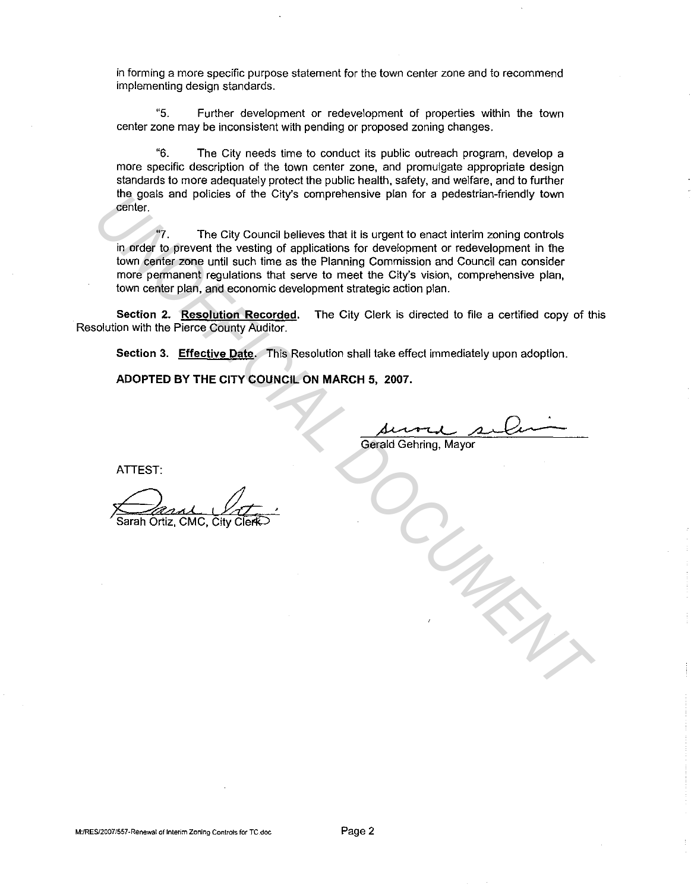in forming a more specific purpose statement for the town center zone and to recommend implementing design standards.

"5. Further development or redevelopment of properties within the town center zone may be inconsistent with pending or proposed zoning changes.

"6. The City needs time to conduct its public outreach program, develop a more specific description of the town center zone, and promulgate appropriate design standards to more adequately protect the public health, safety, and welfare, and to further the goals and policies of the City's comprehensive plan for a pedestrian-friendly town center.

"7. The City Council believes that it is urgent to enact interim zoning controls in order to prevent the vesting of applications for development or redevelopment in the town center zone until such time as the Planning Commission and Council can consider more permanent regulations that serve to meet the City's vision, comprehensive plan, town center plan, and economic development strategic action plan.

**Section 2. Resolution Recorded.** The City Clerk is directed to file a certified copy of this Resolution with the Pierce County Auditor.

**Section 3. Effective Date.** This Resolution shall take effect immediately upon adoption.

**ADOPTED BY THE CITY COUNCIL ON MARCH 5, 2007.**

Gerald Gehring, Mayor

ATTEST:

Sarah Ortiz, CMC, City Clerk

UNOFFICIAL DOCUMENT

M:/RES/2007/557-Renewal of Interim Zoning Controls for TC.doc